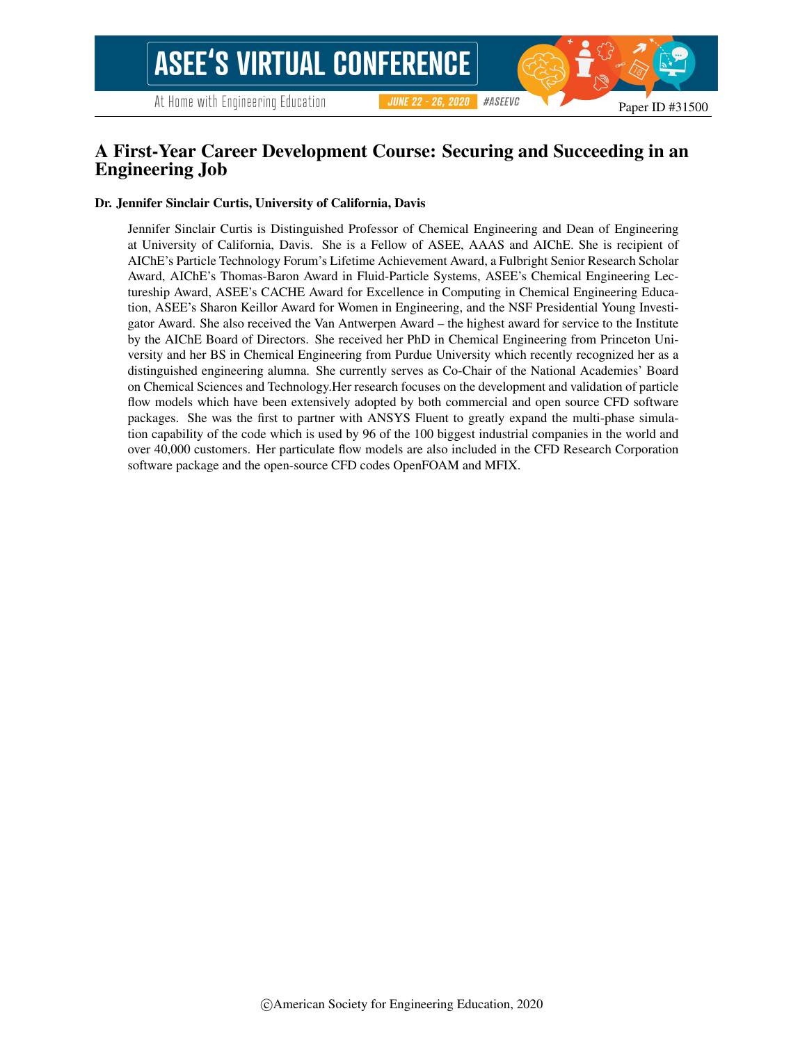# A First-Year Career Development Course: Securing and Succeeding in an Engineering Job

**Dr. Jennifer Sinclair Curtis, University of California, Davis**

Jennifer Sinclair Curtis is Distinguished Professor of Chemical Engineering and Dean of Engineering at University of California, Davis. She is a Fellow of ASEE, AAAS and AIChE. She is recipient of AIChE's Particle Technology Forum's Lifetime Achievement Award, a Fulbright Senior Research Scholar Award, AIChE's Thomas-Baron Award in Fluid-Particle Systems, ASEE's Chemical Engineering Lectureship Award, ASEE's CACHE Award for Excellence in Computing in Chemical Engineering Education, ASEE's Sharon Keillor Award for Women in Engineering, and the NSF Presidential Young Investigator Award. She also received the Van Antwerpen Award – the highest award for service to the Institute by the AIChE Board of Directors. She received her PhD in Chemical Engineering from Princeton University and her BS in Chemical Engineering from Purdue University which recently recognized her as a distinguished engineering alumna. She currently serves as Co-Chair of the National Academies' Board on Chemical Sciences and Technology.Her research focuses on the development and validation of particle flow models which have been extensively adopted by both commercial and open source CFD software packages. She was the first to partner with ANSYS Fluent to greatly expand the multi-phase simulation capability of the code which is used by 96 of the 100 biggest industrial companies in the world and over 40,000 customers. Her particulate flow models are also included in the CFD Research Corporation software package and the open-source CFD codes OpenFOAM and MFIX.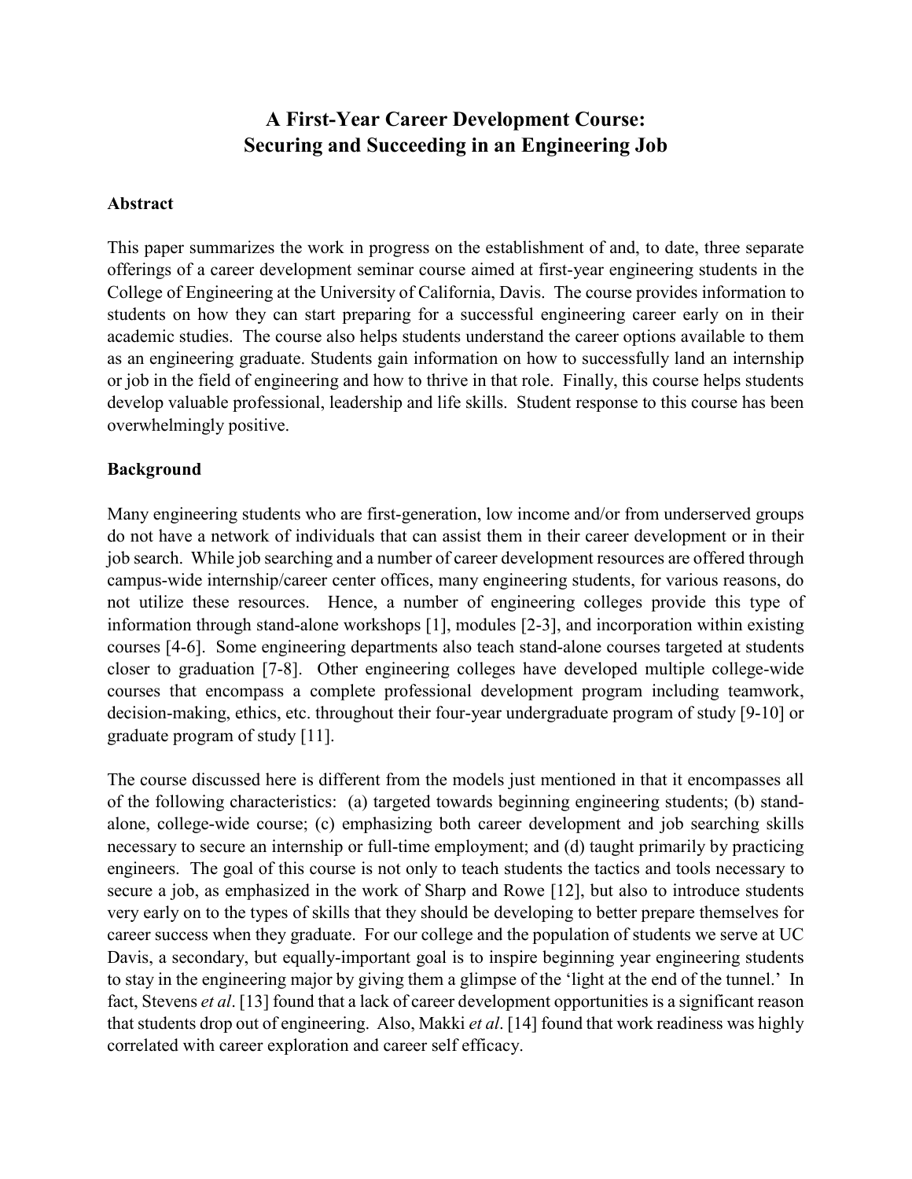# A First-Year Career Development Course: Securing and Succeeding in an Engineering Job

## Abstract

This paper summarizes the work in progress on the establishment of and, to date, three separate offerings of a career development seminar course aimed at first-year engineering students in the College of Engineering at the University of California, Davis. The course provides information to students on how they can start preparing for a successful engineering career early on in their academic studies. The course also helps students understand the career options available to them as an engineering graduate. Students gain information on how to successfully land an internship or job in the field of engineering and how to thrive in that role. Finally, this course helps students develop valuable professional, leadership and life skills. Student response to this course has been overwhelmingly positive.

## Background

Many engineering students who are first-generation, low income and/or from underserved groups do not have a network of individuals that can assist them in their career development or in their job search. While job searching and a number of career development resources are offered through campus-wide internship/career center offices, many engineering students, for various reasons, do not utilize these resources. Hence, a number of engineering colleges provide this type of information through stand-alone workshops [1], modules [2-3], and incorporation within existing courses [4-6]. Some engineering departments also teach stand-alone courses targeted at students closer to graduation [7-8]. Other engineering colleges have developed multiple college-wide courses that encompass a complete professional development program including teamwork, decision-making, ethics, etc. throughout their four-year undergraduate program of study [9-10] or graduate program of study [11].

The course discussed here is different from the models just mentioned in that it encompasses all of the following characteristics: (a) targeted towards beginning engineering students; (b) stand-alone, college-wide course; (c) emphasizing both career development and job searching skills necessary to secure an internship or full-time employment; and (d) taught primarily by practicing engineers. The goal of this course is not only to teach students the tactics and tools necessary to secure a job, as emphasized in the work of Sharp and Rowe [12], but also to introduce students very early on to the types of skills that they should be developing to better prepare themselves for career success when they graduate. For our college and the population of students we serve at UC Davis, a secondary, but equally-important goal is to inspire beginning year engineering students to stay in the engineering major by giving them a glimpse of the 'light at the end of the tunnel.' In fact, Stevens *et al*. [13] found that a lack of career development opportunities is a significant reason that students drop out of engineering. Also, Makki *et al*. [14] found that work readiness was highly correlated with career exploration and career self efficacy.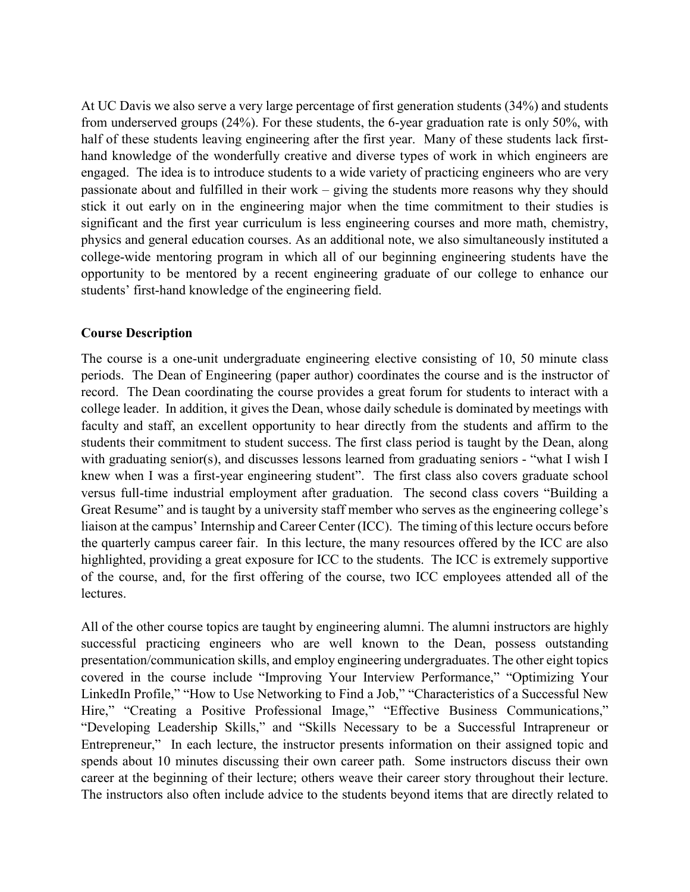At UC Davis we also serve a very large percentage of first generation students (34%) and students from underserved groups (24%). For these students, the 6-year graduation rate is only 50%, with half of these students leaving engineering after the first year. Many of these students lack first-hand knowledge of the wonderfully creative and diverse types of work in which engineers are engaged. The idea is to introduce students to a wide variety of practicing engineers who are very passionate about and fulfilled in their work – giving the students more reasons why they should stick it out early on in the engineering major when the time commitment to their studies is significant and the first year curriculum is less engineering courses and more math, chemistry, physics and general education courses. As an additional note, we also simultaneously instituted a college-wide mentoring program in which all of our beginning engineering students have the opportunity to be mentored by a recent engineering graduate of our college to enhance our students' first-hand knowledge of the engineering field.

**Course Description**

The course is a one-unit undergraduate engineering elective consisting of 10, 50 minute class periods. The Dean of Engineering (paper author) coordinates the course and is the instructor of record. The Dean coordinating the course provides a great forum for students to interact with a college leader. In addition, it gives the Dean, whose daily schedule is dominated by meetings with faculty and staff, an excellent opportunity to hear directly from the students and affirm to the students their commitment to student success. The first class period is taught by the Dean, along with graduating senior(s), and discusses lessons learned from graduating seniors - "what I wish I knew when I was a first-year engineering student". The first class also covers graduate school versus full-time industrial employment after graduation. The second class covers "Building a Great Resume" and is taught by a university staff member who serves as the engineering college's liaison at the campus' Internship and Career Center (ICC). The timing of this lecture occurs before the quarterly campus career fair. In this lecture, the many resources offered by the ICC are also highlighted, providing a great exposure for ICC to the students. The ICC is extremely supportive of the course, and, for the first offering of the course, two ICC employees attended all of the lectures.

All of the other course topics are taught by engineering alumni. The alumni instructors are highly successful practicing engineers who are well known to the Dean, possess outstanding presentation/communication skills, and employ engineering undergraduates. The other eight topics covered in the course include "Improving Your Interview Performance," "Optimizing Your LinkedIn Profile," "How to Use Networking to Find a Job," "Characteristics of a Successful New Hire," "Creating a Positive Professional Image," "Effective Business Communications," "Developing Leadership Skills," and "Skills Necessary to be a Successful Intrapreneur or Entrepreneur," In each lecture, the instructor presents information on their assigned topic and spends about 10 minutes discussing their own career path. Some instructors discuss their own career at the beginning of their lecture; others weave their career story throughout their lecture. The instructors also often include advice to the students beyond items that are directly related to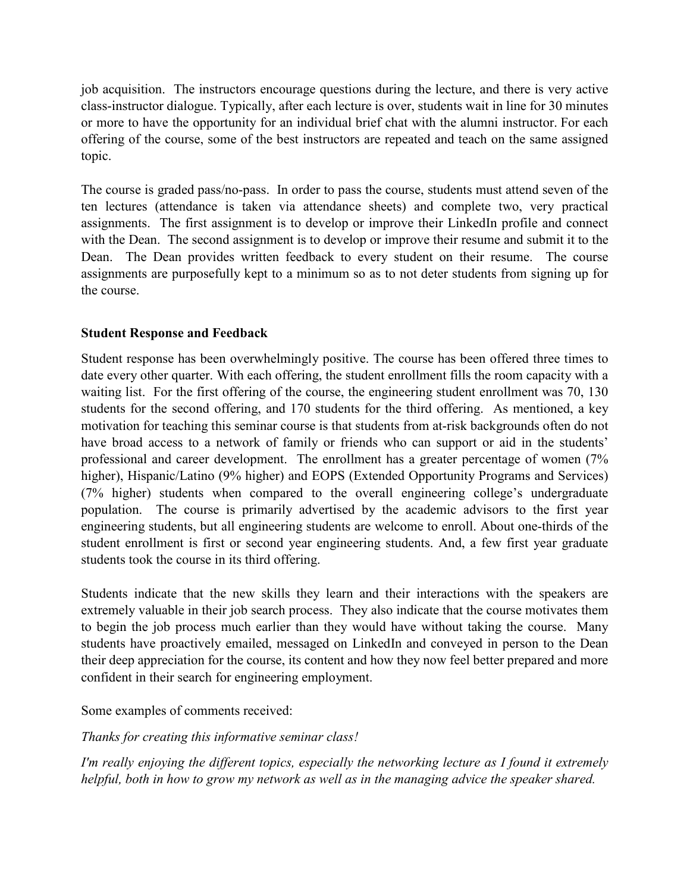job acquisition. The instructors encourage questions during the lecture, and there is very active class-instructor dialogue. Typically, after each lecture is over, students wait in line for 30 minutes or more to have the opportunity for an individual brief chat with the alumni instructor. For each offering of the course, some of the best instructors are repeated and teach on the same assigned topic.

The course is graded pass/no-pass. In order to pass the course, students must attend seven of the ten lectures (attendance is taken via attendance sheets) and complete two, very practical assignments. The first assignment is to develop or improve their LinkedIn profile and connect with the Dean. The second assignment is to develop or improve their resume and submit it to the Dean. The Dean provides written feedback to every student on their resume. The course assignments are purposefully kept to a minimum so as to not deter students from signing up for the course.

**Student Response and Feedback**

Student response has been overwhelmingly positive. The course has been offered three times to date every other quarter. With each offering, the student enrollment fills the room capacity with a waiting list. For the first offering of the course, the engineering student enrollment was 70, 130 students for the second offering, and 170 students for the third offering. As mentioned, a key motivation for teaching this seminar course is that students from at-risk backgrounds often do not have broad access to a network of family or friends who can support or aid in the students' professional and career development. The enrollment has a greater percentage of women (7% higher), Hispanic/Latino (9% higher) and EOPS (Extended Opportunity Programs and Services) (7% higher) students when compared to the overall engineering college's undergraduate population. The course is primarily advertised by the academic advisors to the first year engineering students, but all engineering students are welcome to enroll. About one-thirds of the student enrollment is first or second year engineering students. And, a few first year graduate students took the course in its third offering.

Students indicate that the new skills they learn and their interactions with the speakers are extremely valuable in their job search process. They also indicate that the course motivates them to begin the job process much earlier than they would have without taking the course. Many students have proactively emailed, messaged on LinkedIn and conveyed in person to the Dean their deep appreciation for the course, its content and how they now feel better prepared and more confident in their search for engineering employment.

Some examples of comments received:

*Thanks for creating this informative seminar class!*

*I'm really enjoying the different topics, especially the networking lecture as I found it extremely helpful, both in how to grow my network as well as in the managing advice the speaker shared.*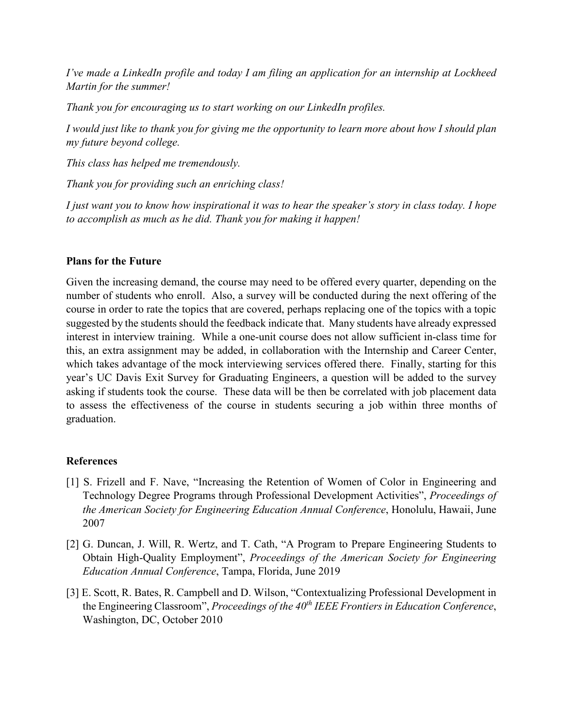*I've made a LinkedIn profile and today I am filing an application for an internship at Lockheed Martin for the summer!*

*Thank you for encouraging us to start working on our LinkedIn profiles.*

*I would just like to thank you for giving me the opportunity to learn more about how I should plan my future beyond college.*

*This class has helped me tremendously.*

*Thank you for providing such an enriching class!*

*I just want you to know how inspirational it was to hear the speaker's story in class today. I hope to accomplish as much as he did. Thank you for making it happen!*

**Plans for the Future**

Given the increasing demand, the course may need to be offered every quarter, depending on the number of students who enroll. Also, a survey will be conducted during the next offering of the course in order to rate the topics that are covered, perhaps replacing one of the topics with a topic suggested by the students should the feedback indicate that. Many students have already expressed interest in interview training. While a one-unit course does not allow sufficient in-class time for this, an extra assignment may be added, in collaboration with the Internship and Career Center, which takes advantage of the mock interviewing services offered there. Finally, starting for this year's UC Davis Exit Survey for Graduating Engineers, a question will be added to the survey asking if students took the course. These data will be then be correlated with job placement data to assess the effectiveness of the course in students securing a job within three months of graduation.

**References**

[1] S. Frizell and F. Nave, "Increasing the Retention of Women of Color in Engineering and Technology Degree Programs through Professional Development Activities", *Proceedings of the American Society for Engineering Education Annual Conference*, Honolulu, Hawaii, June 2007

[2] G. Duncan, J. Will, R. Wertz, and T. Cath, "A Program to Prepare Engineering Students to Obtain High-Quality Employment", *Proceedings of the American Society for Engineering Education Annual Conference*, Tampa, Florida, June 2019

[3] E. Scott, R. Bates, R. Campbell and D. Wilson, "Contextualizing Professional Development in the Engineering Classroom", *Proceedings of the 40th IEEE Frontiers in Education Conference*, Washington, DC, October 2010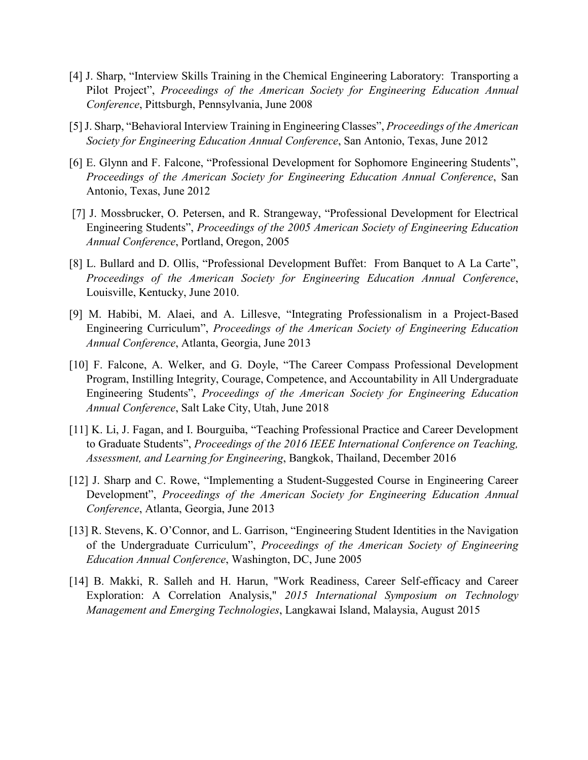[4] J. Sharp, “Interview Skills Training in the Chemical Engineering Laboratory: Transporting a Pilot Project”, *Proceedings of the American Society for Engineering Education Annual Conference*, Pittsburgh, Pennsylvania, June 2008

[5] J. Sharp, “Behavioral Interview Training in Engineering Classes”, *Proceedings of the American Society for Engineering Education Annual Conference*, San Antonio, Texas, June 2012

[6] E. Glynn and F. Falcone, “Professional Development for Sophomore Engineering Students”, *Proceedings of the American Society for Engineering Education Annual Conference*, San Antonio, Texas, June 2012

[7] J. Mossbrucker, O. Petersen, and R. Strangeway, “Professional Development for Electrical Engineering Students”, *Proceedings of the 2005 American Society of Engineering Education Annual Conference*, Portland, Oregon, 2005

[8] L. Bullard and D. Ollis, “Professional Development Buffet: From Banquet to A La Carte”, *Proceedings of the American Society for Engineering Education Annual Conference*, Louisville, Kentucky, June 2010.

[9] M. Habibi, M. Alaei, and A. Lillesve, “Integrating Professionalism in a Project-Based Engineering Curriculum”, *Proceedings of the American Society of Engineering Education Annual Conference*, Atlanta, Georgia, June 2013

[10] F. Falcone, A. Welker, and G. Doyle, “The Career Compass Professional Development Program, Instilling Integrity, Courage, Competence, and Accountability in All Undergraduate Engineering Students”, *Proceedings of the American Society for Engineering Education Annual Conference*, Salt Lake City, Utah, June 2018

[11] K. Li, J. Fagan, and I. Bourguiba, “Teaching Professional Practice and Career Development to Graduate Students”, *Proceedings of the 2016 IEEE International Conference on Teaching, Assessment, and Learning for Engineering*, Bangkok, Thailand, December 2016

[12] J. Sharp and C. Rowe, “Implementing a Student-Suggested Course in Engineering Career Development”, *Proceedings of the American Society for Engineering Education Annual Conference*, Atlanta, Georgia, June 2013

[13] R. Stevens, K. O’Connor, and L. Garrison, “Engineering Student Identities in the Navigation of the Undergraduate Curriculum”, *Proceedings of the American Society of Engineering Education Annual Conference*, Washington, DC, June 2005

[14] B. Makki, R. Salleh and H. Harun, "Work Readiness, Career Self-efficacy and Career Exploration: A Correlation Analysis," *2015 International Symposium on Technology Management and Emerging Technologies*, Langkawai Island, Malaysia, August 2015